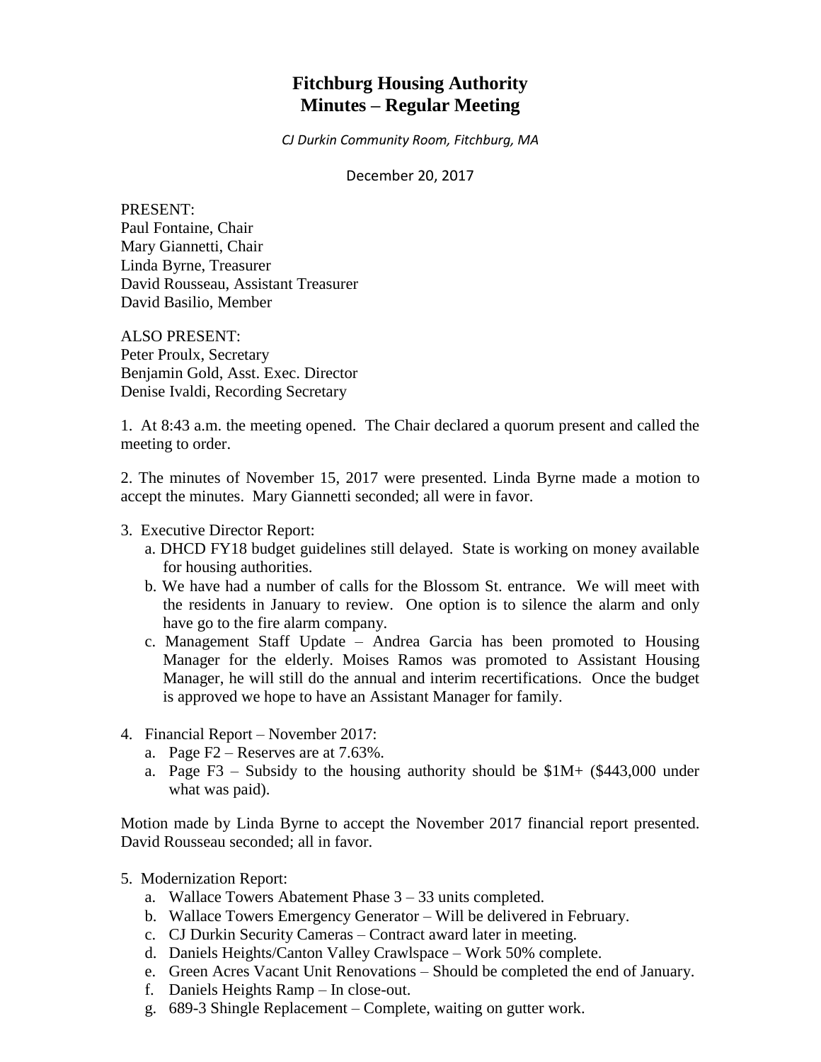# Fitchburg Housing Authority
# Minutes – Regular Meeting

*CJ Durkin Community Room, Fitchburg, MA*

December 20, 2017

PRESENT:
Paul Fontaine, Chair
Mary Giannetti, Chair
Linda Byrne, Treasurer
David Rousseau, Assistant Treasurer
David Basilio, Member

ALSO PRESENT:
Peter Proulx, Secretary
Benjamin Gold, Asst. Exec. Director
Denise Ivaldi, Recording Secretary

1. At 8:43 a.m. the meeting opened. The Chair declared a quorum present and called the meeting to order.

2. The minutes of November 15, 2017 were presented. Linda Byrne made a motion to accept the minutes. Mary Giannetti seconded; all were in favor.

3. Executive Director Report:
   a. DHCD FY18 budget guidelines still delayed. State is working on money available for housing authorities.
   b. We have had a number of calls for the Blossom St. entrance. We will meet with the residents in January to review. One option is to silence the alarm and only have go to the fire alarm company.
   c. Management Staff Update – Andrea Garcia has been promoted to Housing Manager for the elderly. Moises Ramos was promoted to Assistant Housing Manager, he will still do the annual and interim recertifications. Once the budget is approved we hope to have an Assistant Manager for family.

4. Financial Report – November 2017:
   a. Page F2 – Reserves are at 7.63%.
   a. Page F3 – Subsidy to the housing authority should be $1M+ ($443,000 under what was paid).

Motion made by Linda Byrne to accept the November 2017 financial report presented. David Rousseau seconded; all in favor.

5. Modernization Report:
   a. Wallace Towers Abatement Phase 3 – 33 units completed.
   b. Wallace Towers Emergency Generator – Will be delivered in February.
   c. CJ Durkin Security Cameras – Contract award later in meeting.
   d. Daniels Heights/Canton Valley Crawlspace – Work 50% complete.
   e. Green Acres Vacant Unit Renovations – Should be completed the end of January.
   f. Daniels Heights Ramp – In close-out.
   g. 689-3 Shingle Replacement – Complete, waiting on gutter work.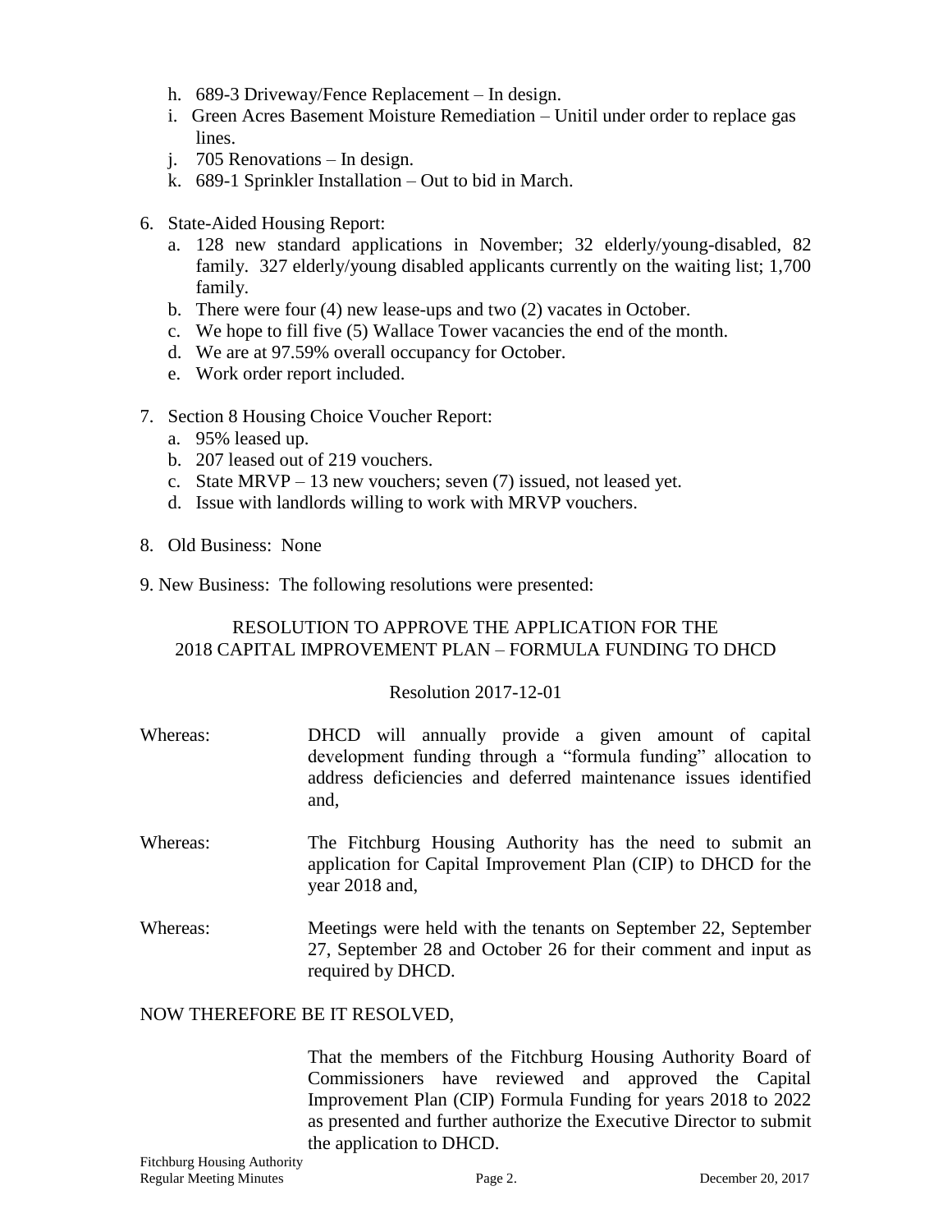h. 689-3 Driveway/Fence Replacement – In design.
i. Green Acres Basement Moisture Remediation – Unitil under order to replace gas lines.
j. 705 Renovations – In design.
k. 689-1 Sprinkler Installation – Out to bid in March.

6. State-Aided Housing Report:
   a. 128 new standard applications in November; 32 elderly/young-disabled, 82 family. 327 elderly/young disabled applicants currently on the waiting list; 1,700 family.
   b. There were four (4) new lease-ups and two (2) vacates in October.
   c. We hope to fill five (5) Wallace Tower vacancies the end of the month.
   d. We are at 97.59% overall occupancy for October.
   e. Work order report included.

7. Section 8 Housing Choice Voucher Report:
   a. 95% leased up.
   b. 207 leased out of 219 vouchers.
   c. State MRVP – 13 new vouchers; seven (7) issued, not leased yet.
   d. Issue with landlords willing to work with MRVP vouchers.

8. Old Business: None

9. New Business: The following resolutions were presented:

RESOLUTION TO APPROVE THE APPLICATION FOR THE 2018 CAPITAL IMPROVEMENT PLAN – FORMULA FUNDING TO DHCD

Resolution 2017-12-01

Whereas: DHCD will annually provide a given amount of capital development funding through a "formula funding" allocation to address deficiencies and deferred maintenance issues identified and,

Whereas: The Fitchburg Housing Authority has the need to submit an application for Capital Improvement Plan (CIP) to DHCD for the year 2018 and,

Whereas: Meetings were held with the tenants on September 22, September 27, September 28 and October 26 for their comment and input as required by DHCD.

NOW THEREFORE BE IT RESOLVED,

That the members of the Fitchburg Housing Authority Board of Commissioners have reviewed and approved the Capital Improvement Plan (CIP) Formula Funding for years 2018 to 2022 as presented and further authorize the Executive Director to submit the application to DHCD.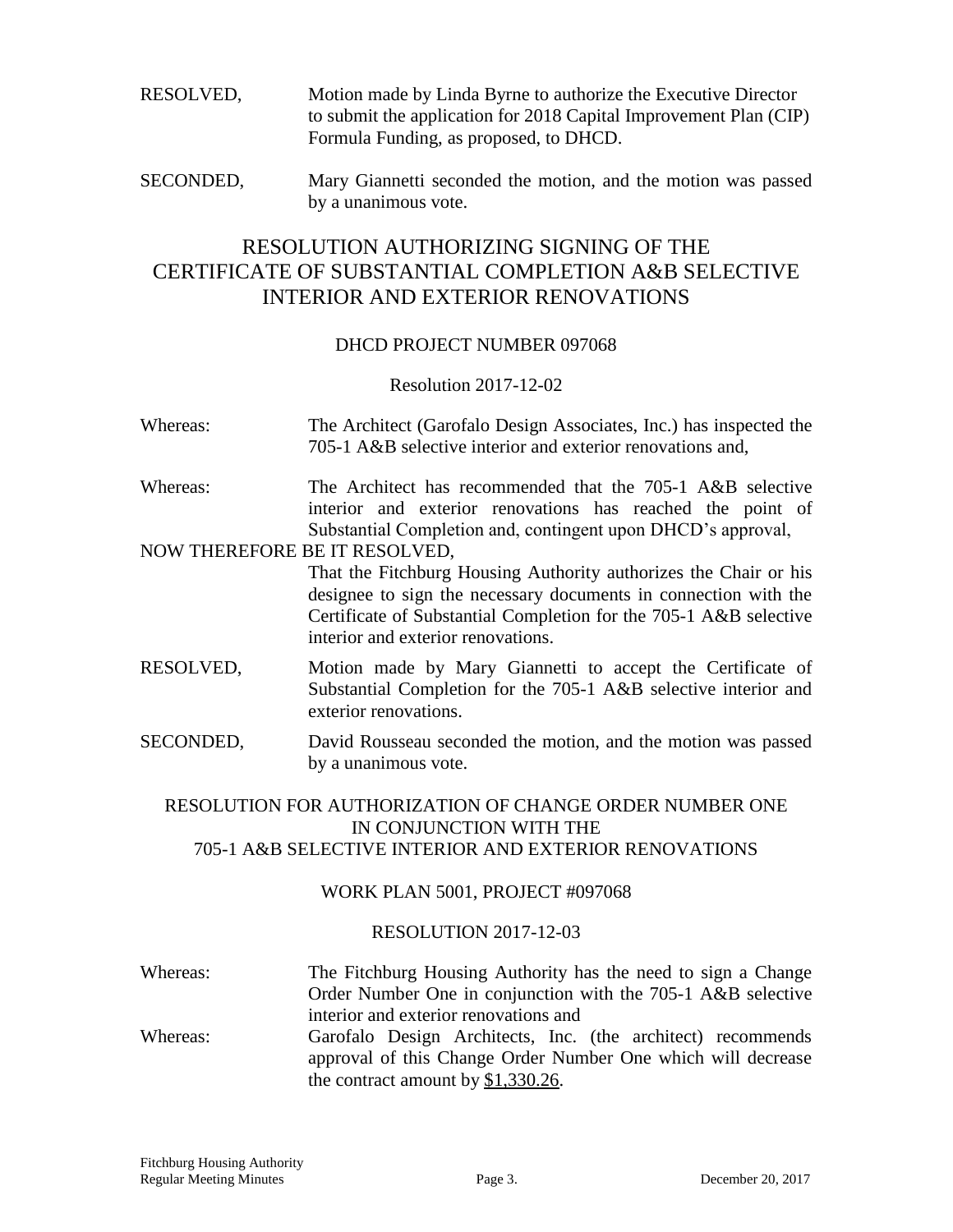RESOLVED, Motion made by Linda Byrne to authorize the Executive Director to submit the application for 2018 Capital Improvement Plan (CIP) Formula Funding, as proposed, to DHCD.

SECONDED, Mary Giannetti seconded the motion, and the motion was passed by a unanimous vote.

## RESOLUTION AUTHORIZING SIGNING OF THE CERTIFICATE OF SUBSTANTIAL COMPLETION A&B SELECTIVE INTERIOR AND EXTERIOR RENOVATIONS

DHCD PROJECT NUMBER 097068

Resolution 2017-12-02

Whereas: The Architect (Garofalo Design Associates, Inc.) has inspected the 705-1 A&B selective interior and exterior renovations and,

Whereas: The Architect has recommended that the 705-1 A&B selective interior and exterior renovations has reached the point of Substantial Completion and, contingent upon DHCD's approval,

NOW THEREFORE BE IT RESOLVED,

That the Fitchburg Housing Authority authorizes the Chair or his designee to sign the necessary documents in connection with the Certificate of Substantial Completion for the 705-1 A&B selective interior and exterior renovations.

RESOLVED, Motion made by Mary Giannetti to accept the Certificate of Substantial Completion for the 705-1 A&B selective interior and exterior renovations.

SECONDED, David Rousseau seconded the motion, and the motion was passed by a unanimous vote.

### RESOLUTION FOR AUTHORIZATION OF CHANGE ORDER NUMBER ONE IN CONJUNCTION WITH THE 705-1 A&B SELECTIVE INTERIOR AND EXTERIOR RENOVATIONS

WORK PLAN 5001, PROJECT #097068

RESOLUTION 2017-12-03

Whereas: The Fitchburg Housing Authority has the need to sign a Change Order Number One in conjunction with the 705-1 A&B selective interior and exterior renovations and

Whereas: Garofalo Design Architects, Inc. (the architect) recommends approval of this Change Order Number One which will decrease the contract amount by $1,330.26.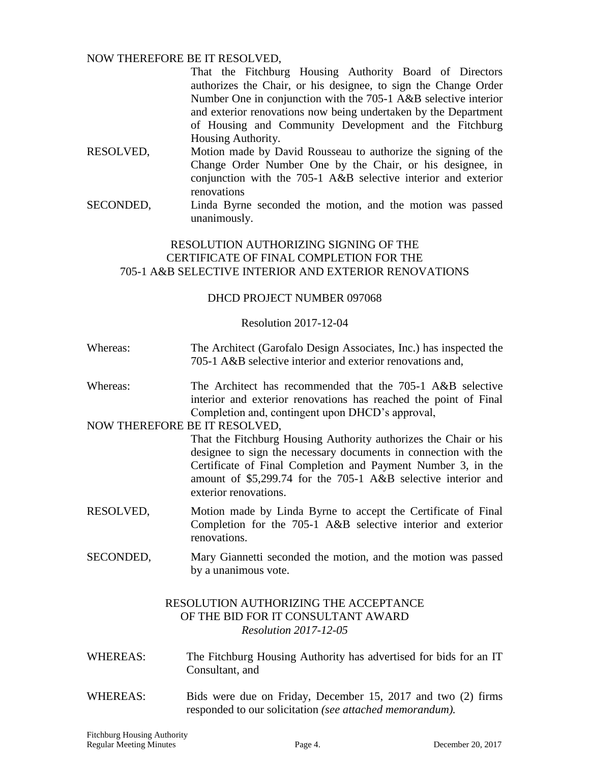NOW THEREFORE BE IT RESOLVED,

That the Fitchburg Housing Authority Board of Directors authorizes the Chair, or his designee, to sign the Change Order Number One in conjunction with the 705-1 A&B selective interior and exterior renovations now being undertaken by the Department of Housing and Community Development and the Fitchburg Housing Authority.

RESOLVED, Motion made by David Rousseau to authorize the signing of the Change Order Number One by the Chair, or his designee, in conjunction with the 705-1 A&B selective interior and exterior renovations

SECONDED, Linda Byrne seconded the motion, and the motion was passed unanimously.

## RESOLUTION AUTHORIZING SIGNING OF THE CERTIFICATE OF FINAL COMPLETION FOR THE 705-1 A&B SELECTIVE INTERIOR AND EXTERIOR RENOVATIONS

### DHCD PROJECT NUMBER 097068

Resolution 2017-12-04

Whereas: The Architect (Garofalo Design Associates, Inc.) has inspected the 705-1 A&B selective interior and exterior renovations and,

Whereas: The Architect has recommended that the 705-1 A&B selective interior and exterior renovations has reached the point of Final Completion and, contingent upon DHCD's approval,

NOW THEREFORE BE IT RESOLVED,

That the Fitchburg Housing Authority authorizes the Chair or his designee to sign the necessary documents in connection with the Certificate of Final Completion and Payment Number 3, in the amount of $5,299.74 for the 705-1 A&B selective interior and exterior renovations.

RESOLVED, Motion made by Linda Byrne to accept the Certificate of Final Completion for the 705-1 A&B selective interior and exterior renovations.

SECONDED, Mary Giannetti seconded the motion, and the motion was passed by a unanimous vote.

## RESOLUTION AUTHORIZING THE ACCEPTANCE OF THE BID FOR IT CONSULTANT AWARD

*Resolution 2017-12-05*

WHEREAS: The Fitchburg Housing Authority has advertised for bids for an IT Consultant, and

WHEREAS: Bids were due on Friday, December 15, 2017 and two (2) firms responded to our solicitation *(see attached memorandum).*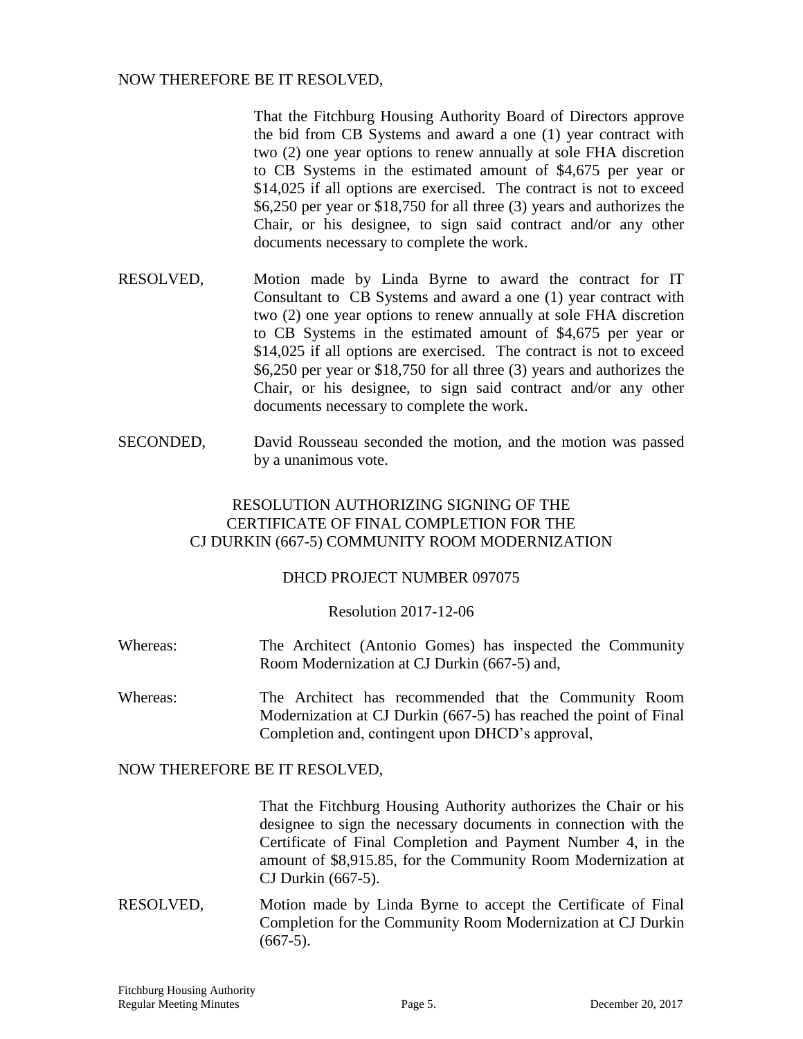NOW THEREFORE BE IT RESOLVED,

That the Fitchburg Housing Authority Board of Directors approve the bid from CB Systems and award a one (1) year contract with two (2) one year options to renew annually at sole FHA discretion to CB Systems in the estimated amount of $4,675 per year or $14,025 if all options are exercised. The contract is not to exceed $6,250 per year or $18,750 for all three (3) years and authorizes the Chair, or his designee, to sign said contract and/or any other documents necessary to complete the work.

RESOLVED, Motion made by Linda Byrne to award the contract for IT Consultant to CB Systems and award a one (1) year contract with two (2) one year options to renew annually at sole FHA discretion to CB Systems in the estimated amount of $4,675 per year or $14,025 if all options are exercised. The contract is not to exceed $6,250 per year or $18,750 for all three (3) years and authorizes the Chair, or his designee, to sign said contract and/or any other documents necessary to complete the work.

SECONDED, David Rousseau seconded the motion, and the motion was passed by a unanimous vote.

## RESOLUTION AUTHORIZING SIGNING OF THE CERTIFICATE OF FINAL COMPLETION FOR THE CJ DURKIN (667-5) COMMUNITY ROOM MODERNIZATION

DHCD PROJECT NUMBER 097075

Resolution 2017-12-06

Whereas: The Architect (Antonio Gomes) has inspected the Community Room Modernization at CJ Durkin (667-5) and,

Whereas: The Architect has recommended that the Community Room Modernization at CJ Durkin (667-5) has reached the point of Final Completion and, contingent upon DHCD's approval,

NOW THEREFORE BE IT RESOLVED,

That the Fitchburg Housing Authority authorizes the Chair or his designee to sign the necessary documents in connection with the Certificate of Final Completion and Payment Number 4, in the amount of $8,915.85, for the Community Room Modernization at CJ Durkin (667-5).

RESOLVED, Motion made by Linda Byrne to accept the Certificate of Final Completion for the Community Room Modernization at CJ Durkin (667-5).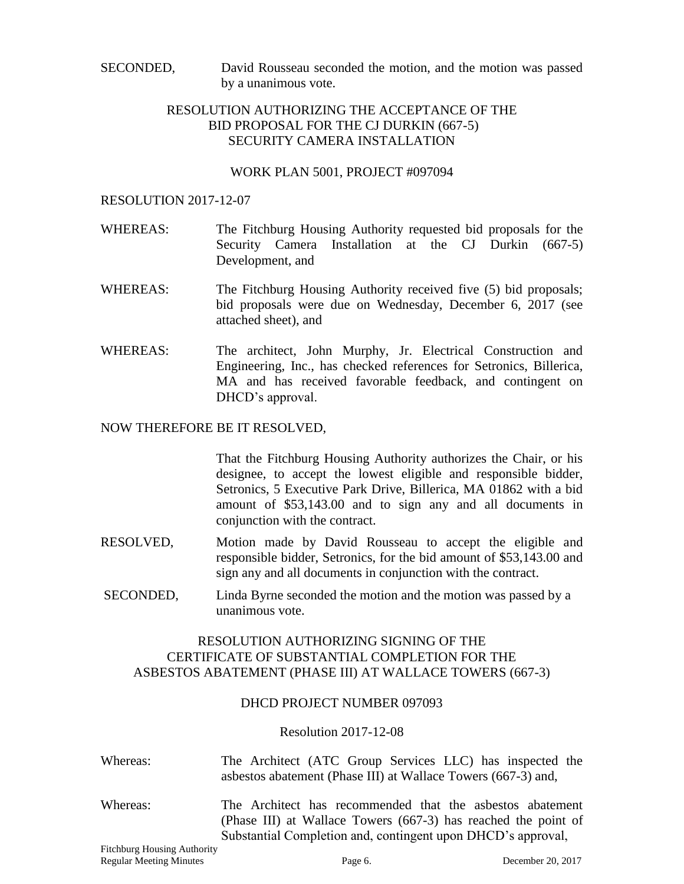SECONDED, David Rousseau seconded the motion, and the motion was passed by a unanimous vote.

RESOLUTION AUTHORIZING THE ACCEPTANCE OF THE BID PROPOSAL FOR THE CJ DURKIN (667-5) SECURITY CAMERA INSTALLATION

WORK PLAN 5001, PROJECT #097094

RESOLUTION 2017-12-07

WHEREAS: The Fitchburg Housing Authority requested bid proposals for the Security Camera Installation at the CJ Durkin (667-5) Development, and

WHEREAS: The Fitchburg Housing Authority received five (5) bid proposals; bid proposals were due on Wednesday, December 6, 2017 (see attached sheet), and

WHEREAS: The architect, John Murphy, Jr. Electrical Construction and Engineering, Inc., has checked references for Setronics, Billerica, MA and has received favorable feedback, and contingent on DHCD's approval.

NOW THEREFORE BE IT RESOLVED,

That the Fitchburg Housing Authority authorizes the Chair, or his designee, to accept the lowest eligible and responsible bidder, Setronics, 5 Executive Park Drive, Billerica, MA 01862 with a bid amount of $53,143.00 and to sign any and all documents in conjunction with the contract.

RESOLVED, Motion made by David Rousseau to accept the eligible and responsible bidder, Setronics, for the bid amount of $53,143.00 and sign any and all documents in conjunction with the contract.

SECONDED, Linda Byrne seconded the motion and the motion was passed by a unanimous vote.

RESOLUTION AUTHORIZING SIGNING OF THE CERTIFICATE OF SUBSTANTIAL COMPLETION FOR THE ASBESTOS ABATEMENT (PHASE III) AT WALLACE TOWERS (667-3)

DHCD PROJECT NUMBER 097093

Resolution 2017-12-08

Whereas: The Architect (ATC Group Services LLC) has inspected the asbestos abatement (Phase III) at Wallace Towers (667-3) and,

Whereas: The Architect has recommended that the asbestos abatement (Phase III) at Wallace Towers (667-3) has reached the point of Substantial Completion and, contingent upon DHCD's approval,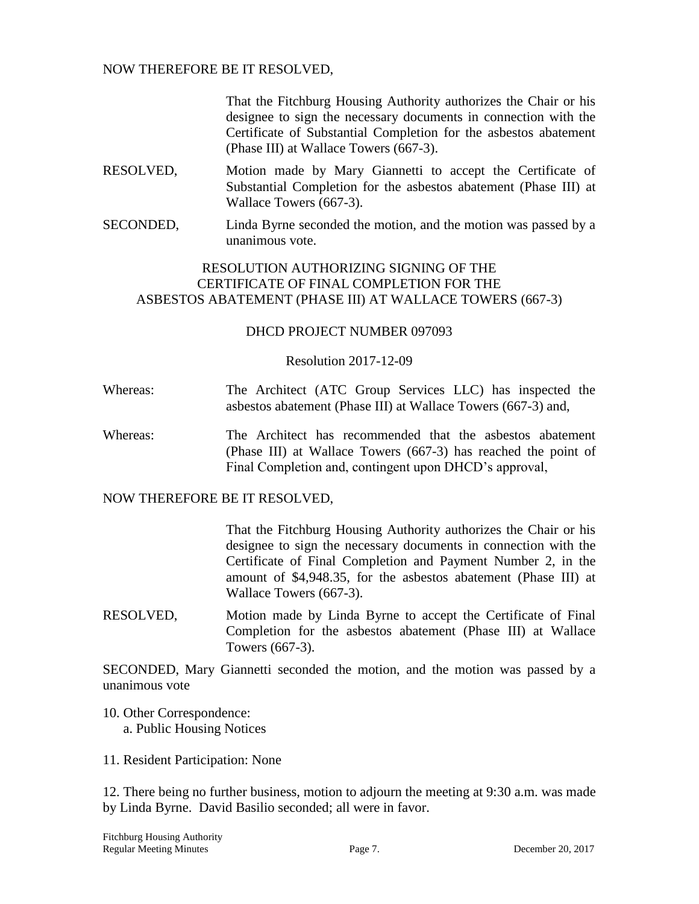NOW THEREFORE BE IT RESOLVED,

That the Fitchburg Housing Authority authorizes the Chair or his designee to sign the necessary documents in connection with the Certificate of Substantial Completion for the asbestos abatement (Phase III) at Wallace Towers (667-3).

RESOLVED, Motion made by Mary Giannetti to accept the Certificate of Substantial Completion for the asbestos abatement (Phase III) at Wallace Towers (667-3).

SECONDED, Linda Byrne seconded the motion, and the motion was passed by a unanimous vote.

RESOLUTION AUTHORIZING SIGNING OF THE CERTIFICATE OF FINAL COMPLETION FOR THE ASBESTOS ABATEMENT (PHASE III) AT WALLACE TOWERS (667-3)

DHCD PROJECT NUMBER 097093

Resolution 2017-12-09

Whereas: The Architect (ATC Group Services LLC) has inspected the asbestos abatement (Phase III) at Wallace Towers (667-3) and,

Whereas: The Architect has recommended that the asbestos abatement (Phase III) at Wallace Towers (667-3) has reached the point of Final Completion and, contingent upon DHCD's approval,

NOW THEREFORE BE IT RESOLVED,

That the Fitchburg Housing Authority authorizes the Chair or his designee to sign the necessary documents in connection with the Certificate of Final Completion and Payment Number 2, in the amount of $4,948.35, for the asbestos abatement (Phase III) at Wallace Towers (667-3).

RESOLVED, Motion made by Linda Byrne to accept the Certificate of Final Completion for the asbestos abatement (Phase III) at Wallace Towers (667-3).

SECONDED, Mary Giannetti seconded the motion, and the motion was passed by a unanimous vote

10. Other Correspondence:
    a. Public Housing Notices

11. Resident Participation: None

12. There being no further business, motion to adjourn the meeting at 9:30 a.m. was made by Linda Byrne. David Basilio seconded; all were in favor.